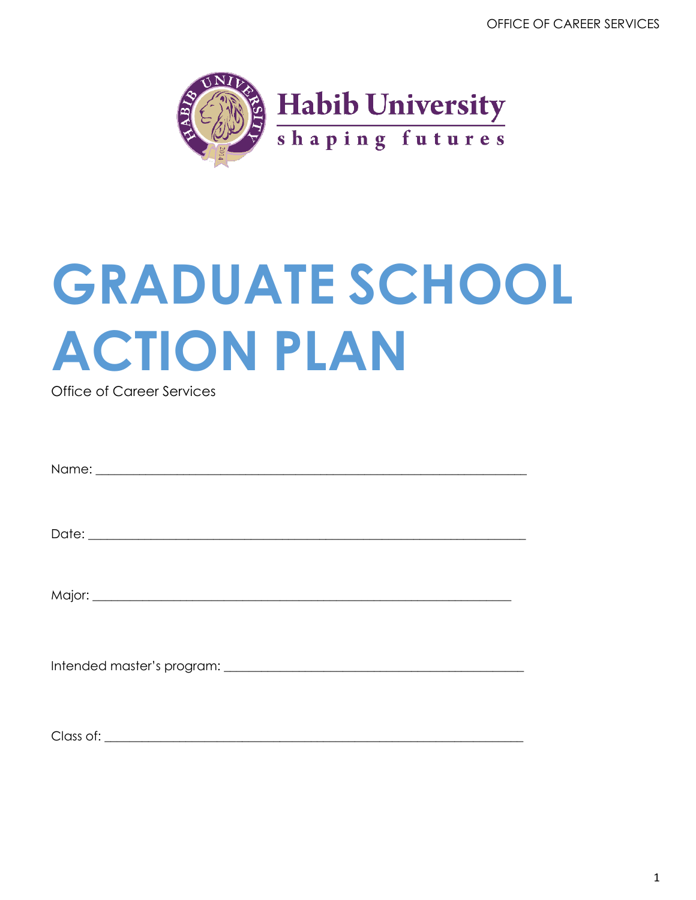Habib University

shaping futures

# GRADUATE SCHOOL ACTION PLAN

Office of Career Services

Name: ___________________________________________________________________

Date: ___________________________________________________________________

Major: _________________________________________________________________

Intended master's program: ______________________________________________

Class of: ________________________________________________________________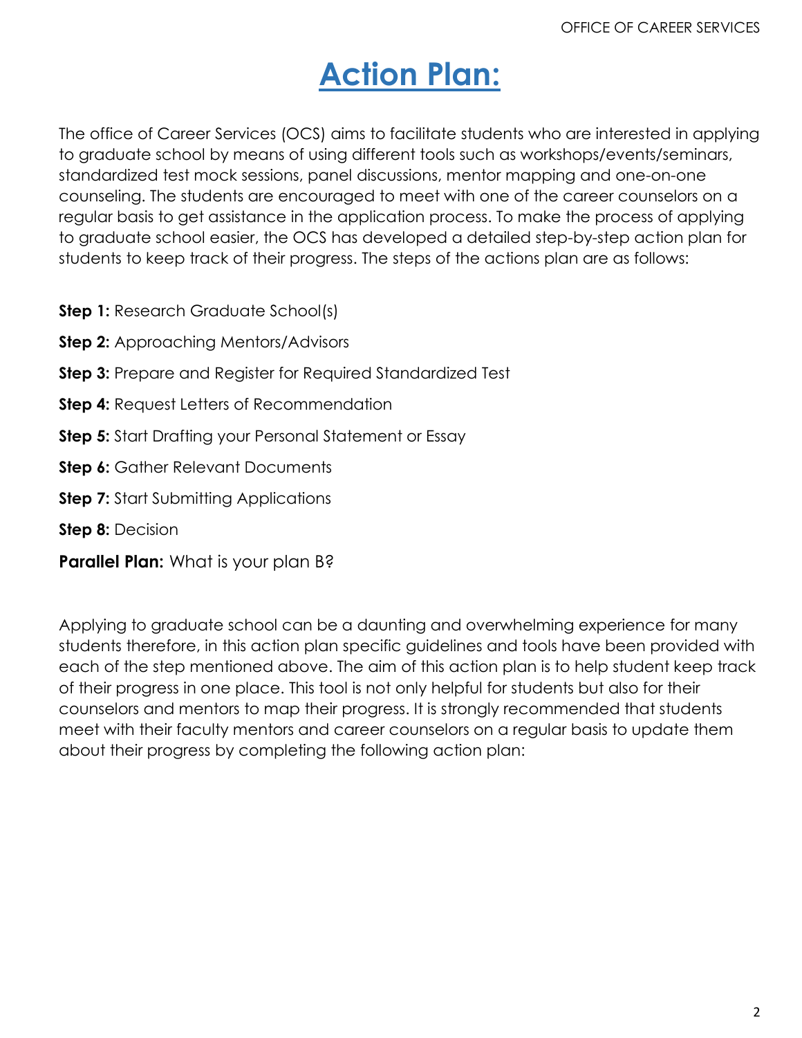# Action Plan:

The office of Career Services (OCS) aims to facilitate students who are interested in applying to graduate school by means of using different tools such as workshops/events/seminars, standardized test mock sessions, panel discussions, mentor mapping and one-on-one counseling. The students are encouraged to meet with one of the career counselors on a regular basis to get assistance in the application process. To make the process of applying to graduate school easier, the OCS has developed a detailed step-by-step action plan for students to keep track of their progress. The steps of the actions plan are as follows:

**Step 1:** Research Graduate School(s)

**Step 2:** Approaching Mentors/Advisors

**Step 3:** Prepare and Register for Required Standardized Test

**Step 4:** Request Letters of Recommendation

**Step 5:** Start Drafting your Personal Statement or Essay

**Step 6:** Gather Relevant Documents

**Step 7:** Start Submitting Applications

**Step 8:** Decision

**Parallel Plan:** What is your plan B?

Applying to graduate school can be a daunting and overwhelming experience for many students therefore, in this action plan specific guidelines and tools have been provided with each of the step mentioned above. The aim of this action plan is to help student keep track of their progress in one place. This tool is not only helpful for students but also for their counselors and mentors to map their progress. It is strongly recommended that students meet with their faculty mentors and career counselors on a regular basis to update them about their progress by completing the following action plan: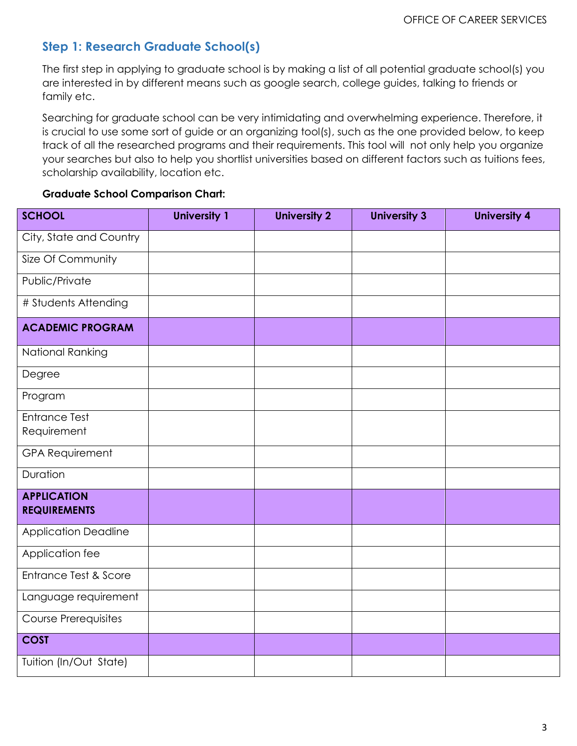## Step 1: Research Graduate School(s)

The first step in applying to graduate school is by making a list of all potential graduate school(s) you are interested in by different means such as google search, college guides, talking to friends or family etc.

Searching for graduate school can be very intimidating and overwhelming experience. Therefore, it is crucial to use some sort of guide or an organizing tool(s), such as the one provided below, to keep track of all the researched programs and their requirements. This tool will not only help you organize your searches but also to help you shortlist universities based on different factors such as tuitions fees, scholarship availability, location etc.

**Graduate School Comparison Chart:**

| **SCHOOL** | **University 1** | **University 2** | **University 3** | **University 4** |
|---|---|---|---|---|
| City, State and Country | | | | |
| Size Of Community | | | | |
| Public/Private | | | | |
| # Students Attending | | | | |
| **ACADEMIC PROGRAM** | | | | |
| National Ranking | | | | |
| Degree | | | | |
| Program | | | | |
| Entrance Test Requirement | | | | |
| GPA Requirement | | | | |
| Duration | | | | |
| **APPLICATION REQUIREMENTS** | | | | |
| Application Deadline | | | | |
| Application fee | | | | |
| Entrance Test & Score | | | | |
| Language requirement | | | | |
| Course Prerequisites | | | | |
| **COST** | | | | |
| Tuition (In/Out State) | | | | |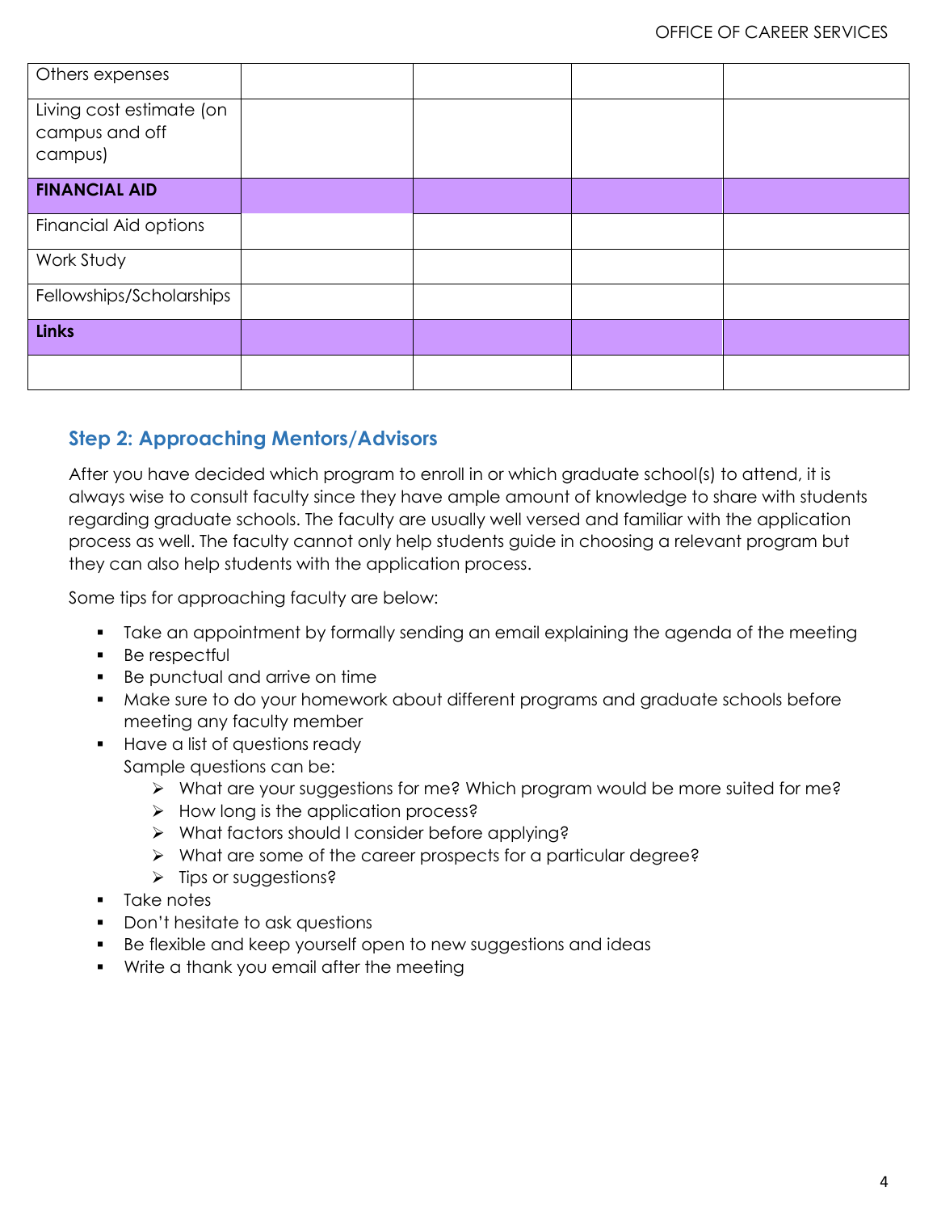| | | | | |
|---|---|---|---|---|
| Others expenses | | | | |
| Living cost estimate (on campus and off campus) | | | | |
| **FINANCIAL AID** | | | | |
| Financial Aid options | | | | |
| Work Study | | | | |
| Fellowships/Scholarships | | | | |
| **Links** | | | | |
| | | | | |

## Step 2: Approaching Mentors/Advisors

After you have decided which program to enroll in or which graduate school(s) to attend, it is always wise to consult faculty since they have ample amount of knowledge to share with students regarding graduate schools. The faculty are usually well versed and familiar with the application process as well. The faculty cannot only help students guide in choosing a relevant program but they can also help students with the application process.

Some tips for approaching faculty are below:

- Take an appointment by formally sending an email explaining the agenda of the meeting
- Be respectful
- Be punctual and arrive on time
- Make sure to do your homework about different programs and graduate schools before meeting any faculty member
- Have a list of questions ready
  Sample questions can be:
  - What are your suggestions for me? Which program would be more suited for me?
  - How long is the application process?
  - What factors should I consider before applying?
  - What are some of the career prospects for a particular degree?
  - Tips or suggestions?
- Take notes
- Don't hesitate to ask questions
- Be flexible and keep yourself open to new suggestions and ideas
- Write a thank you email after the meeting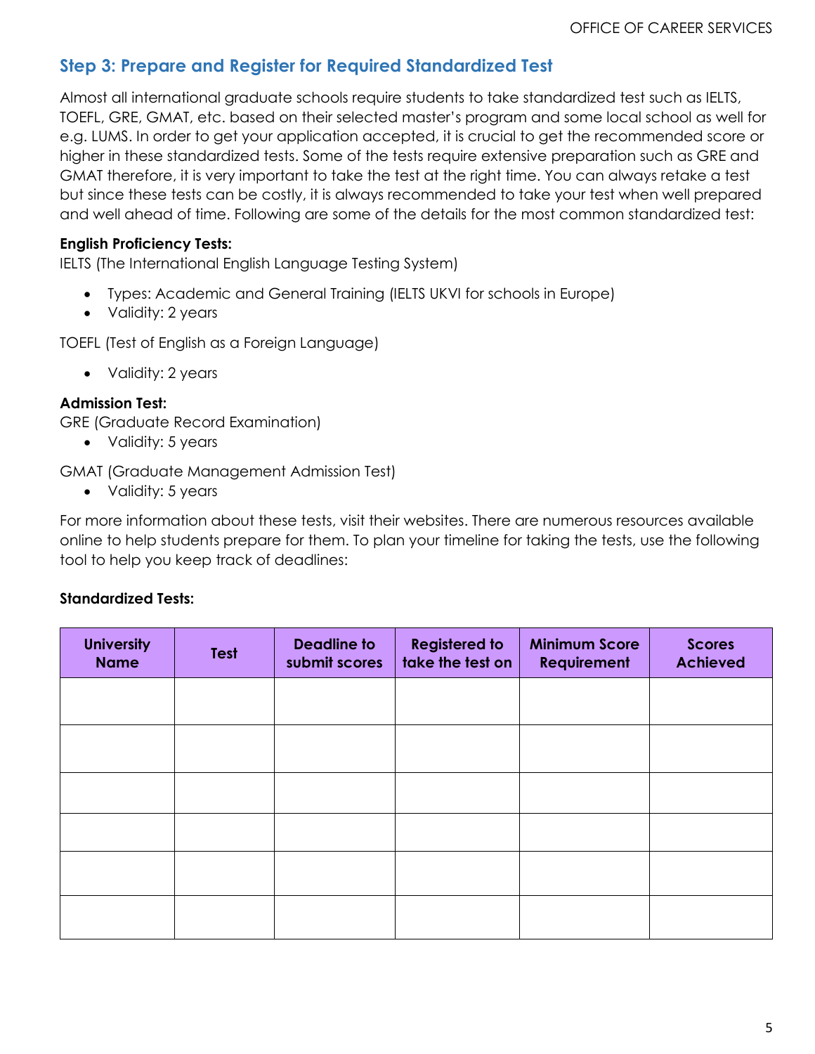## Step 3: Prepare and Register for Required Standardized Test

Almost all international graduate schools require students to take standardized test such as IELTS, TOEFL, GRE, GMAT, etc. based on their selected master's program and some local school as well for e.g. LUMS. In order to get your application accepted, it is crucial to get the recommended score or higher in these standardized tests. Some of the tests require extensive preparation such as GRE and GMAT therefore, it is very important to take the test at the right time. You can always retake a test but since these tests can be costly, it is always recommended to take your test when well prepared and well ahead of time. Following are some of the details for the most common standardized test:

**English Proficiency Tests:**

IELTS (The International English Language Testing System)

- Types: Academic and General Training (IELTS UKVI for schools in Europe)
- Validity: 2 years

TOEFL (Test of English as a Foreign Language)

- Validity: 2 years

**Admission Test:**

GRE (Graduate Record Examination)

- Validity: 5 years

GMAT (Graduate Management Admission Test)

- Validity: 5 years

For more information about these tests, visit their websites. There are numerous resources available online to help students prepare for them. To plan your timeline for taking the tests, use the following tool to help you keep track of deadlines:

**Standardized Tests:**

| University Name | Test | Deadline to submit scores | Registered to take the test on | Minimum Score Requirement | Scores Achieved |
|---|---|---|---|---|---|
| | | | | | |
| | | | | | |
| | | | | | |
| | | | | | |
| | | | | | |
| | | | | | |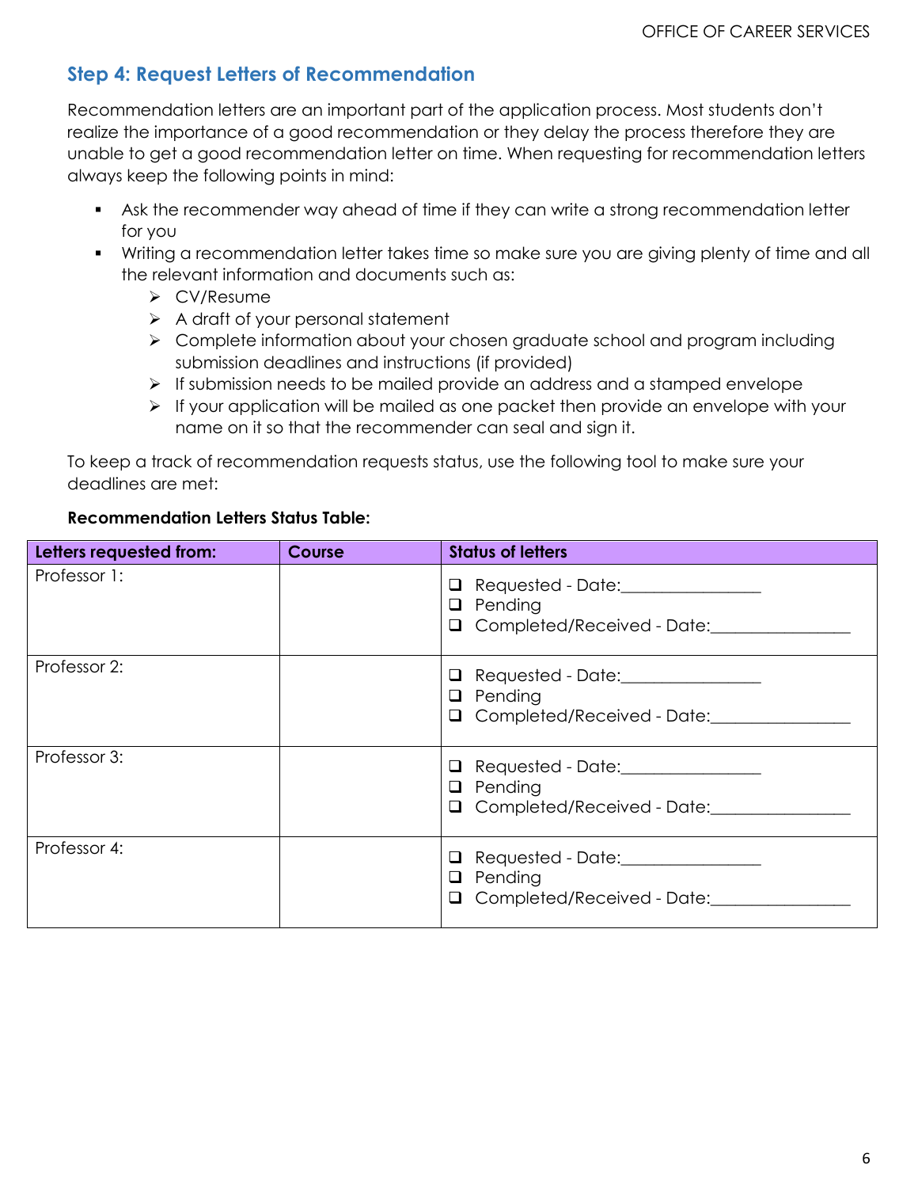## Step 4: Request Letters of Recommendation

Recommendation letters are an important part of the application process. Most students don't realize the importance of a good recommendation or they delay the process therefore they are unable to get a good recommendation letter on time. When requesting for recommendation letters always keep the following points in mind:

- Ask the recommender way ahead of time if they can write a strong recommendation letter for you
- Writing a recommendation letter takes time so make sure you are giving plenty of time and all the relevant information and documents such as:
  - CV/Resume
  - A draft of your personal statement
  - Complete information about your chosen graduate school and program including submission deadlines and instructions (if provided)
  - If submission needs to be mailed provide an address and a stamped envelope
  - If your application will be mailed as one packet then provide an envelope with your name on it so that the recommender can seal and sign it.

To keep a track of recommendation requests status, use the following tool to make sure your deadlines are met:

**Recommendation Letters Status Table:**

| Letters requested from: | Course | Status of letters |
|---|---|---|
| Professor 1: | | ❑ Requested - Date:________________<br>❑ Pending<br>❑ Completed/Received - Date:________________ |
| Professor 2: | | ❑ Requested - Date:________________<br>❑ Pending<br>❑ Completed/Received - Date:________________ |
| Professor 3: | | ❑ Requested - Date:________________<br>❑ Pending<br>❑ Completed/Received - Date:________________ |
| Professor 4: | | ❑ Requested - Date:________________<br>❑ Pending<br>❑ Completed/Received - Date:________________ |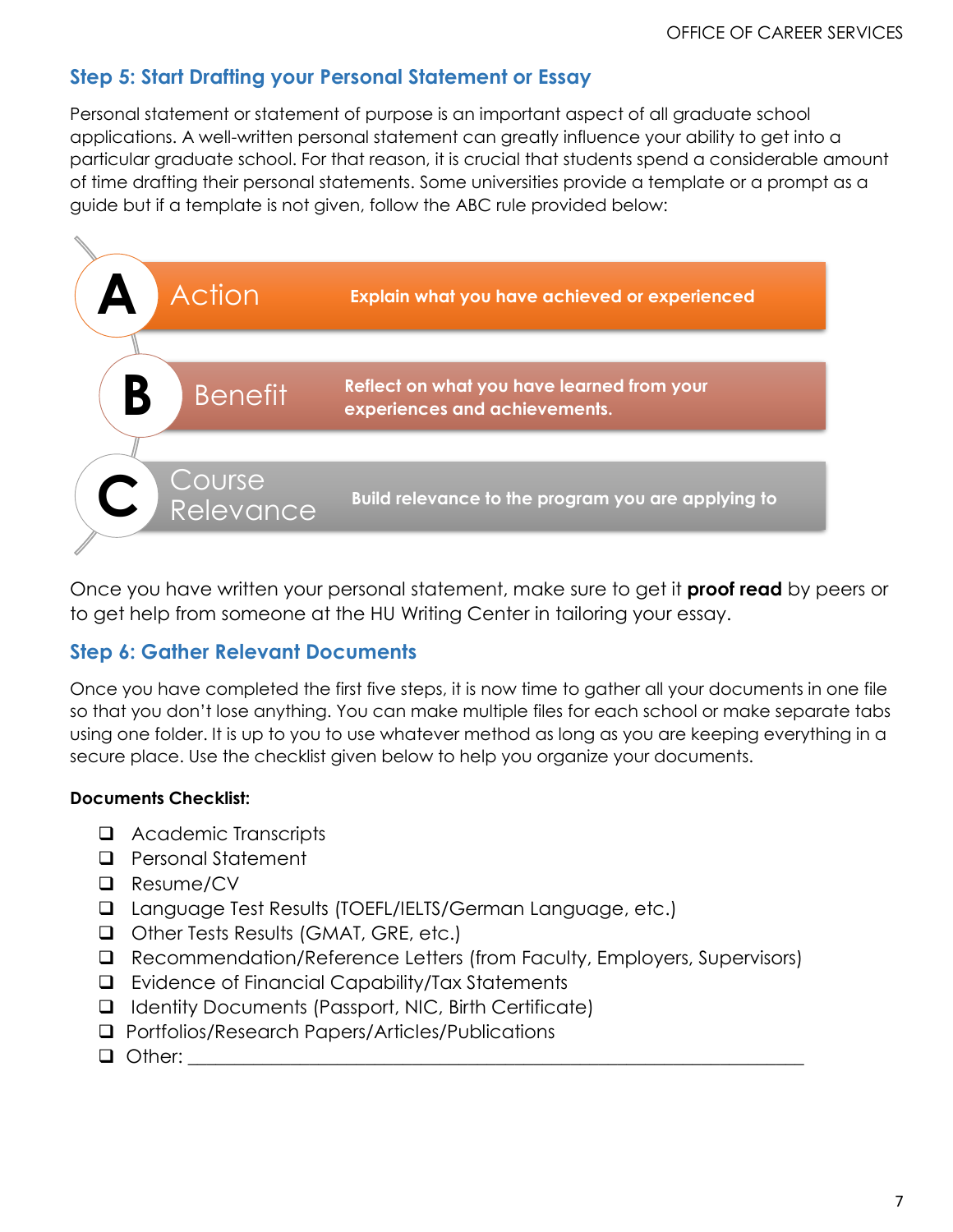## Step 5: Start Drafting your Personal Statement or Essay

Personal statement or statement of purpose is an important aspect of all graduate school applications. A well-written personal statement can greatly influence your ability to get into a particular graduate school. For that reason, it is crucial that students spend a considerable amount of time drafting their personal statements. Some universities provide a template or a prompt as a guide but if a template is not given, follow the ABC rule provided below:

- **A** – Action: **Explain what you have achieved or experienced**
- **B** – Benefit: **Reflect on what you have learned from your experiences and achievements.**
- **C** – Course Relevance: **Build relevance to the program you are applying to**

Once you have written your personal statement, make sure to get it **proof read** by peers or to get help from someone at the HU Writing Center in tailoring your essay.

## Step 6: Gather Relevant Documents

Once you have completed the first five steps, it is now time to gather all your documents in one file so that you don't lose anything. You can make multiple files for each school or make separate tabs using one folder. It is up to you to use whatever method as long as you are keeping everything in a secure place. Use the checklist given below to help you organize your documents.

**Documents Checklist:**

- [ ] Academic Transcripts
- [ ] Personal Statement
- [ ] Resume/CV
- [ ] Language Test Results (TOEFL/IELTS/German Language, etc.)
- [ ] Other Tests Results (GMAT, GRE, etc.)
- [ ] Recommendation/Reference Letters (from Faculty, Employers, Supervisors)
- [ ] Evidence of Financial Capability/Tax Statements
- [ ] Identity Documents (Passport, NIC, Birth Certificate)
- [ ] Portfolios/Research Papers/Articles/Publications
- [ ] Other: ____________________________________________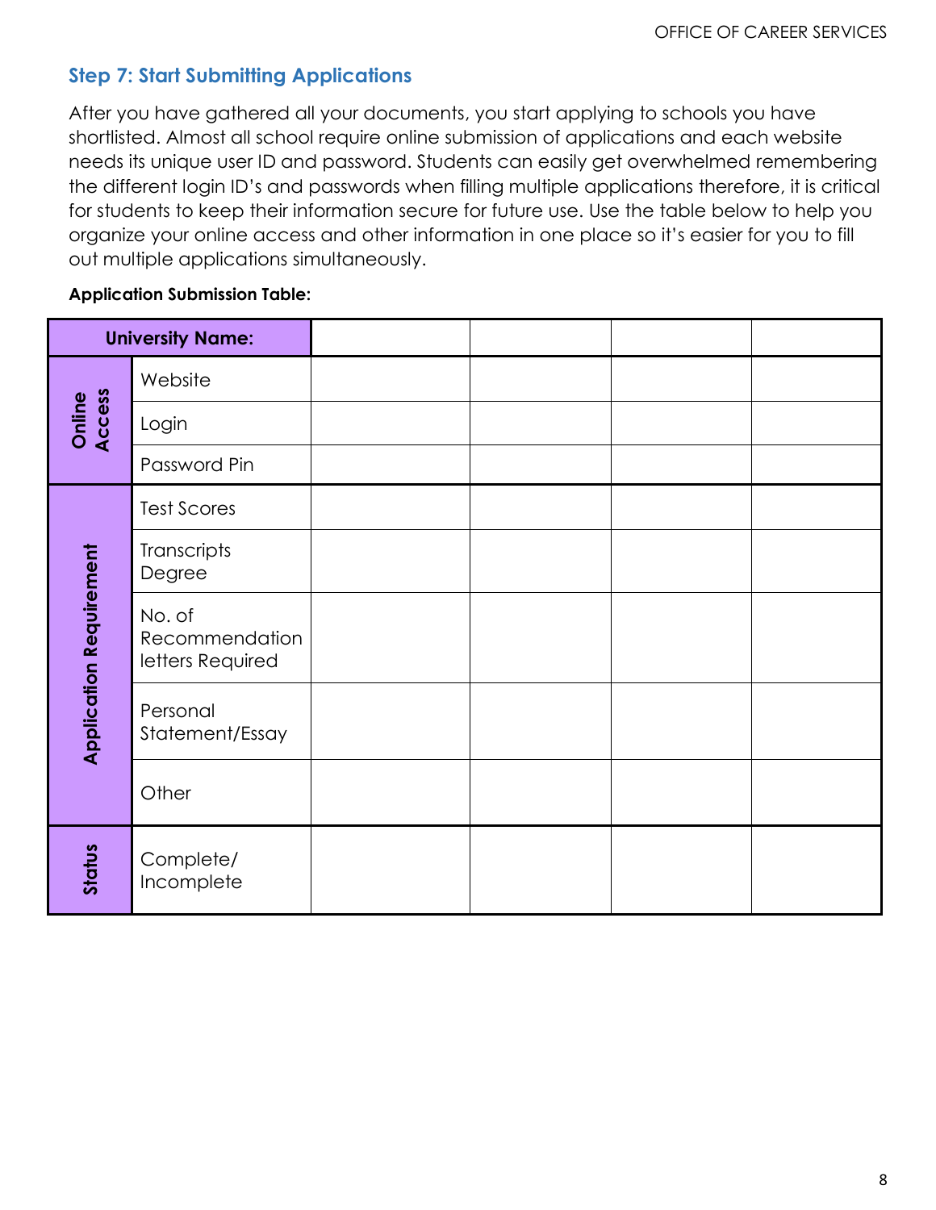## Step 7: Start Submitting Applications

After you have gathered all your documents, you start applying to schools you have shortlisted. Almost all school require online submission of applications and each website needs its unique user ID and password. Students can easily get overwhelmed remembering the different login ID's and passwords when filling multiple applications therefore, it is critical for students to keep their information secure for future use. Use the table below to help you organize your online access and other information in one place so it's easier for you to fill out multiple applications simultaneously.

**Application Submission Table:**

| University Name: | | | | | |
|---|---|---|---|---|---|
| Online Access | Website | | | | |
| | Login | | | | |
| | Password Pin | | | | |
| Application Requirement | Test Scores | | | | |
| | Transcripts Degree | | | | |
| | No. of Recommendation letters Required | | | | |
| | Personal Statement/Essay | | | | |
| | Other | | | | |
| Status | Complete/ Incomplete | | | | |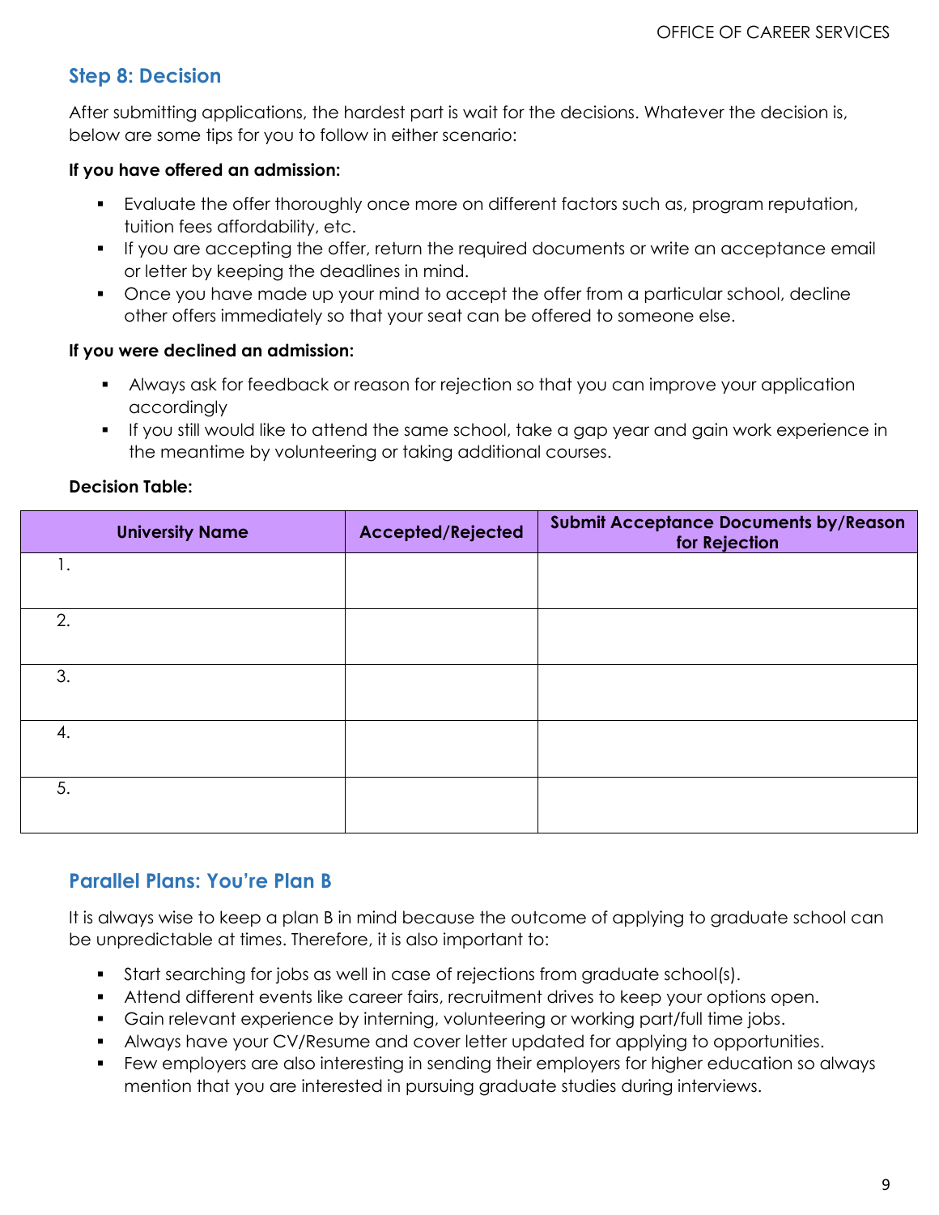## Step 8: Decision

After submitting applications, the hardest part is wait for the decisions. Whatever the decision is, below are some tips for you to follow in either scenario:

**If you have offered an admission:**

- Evaluate the offer thoroughly once more on different factors such as, program reputation, tuition fees affordability, etc.
- If you are accepting the offer, return the required documents or write an acceptance email or letter by keeping the deadlines in mind.
- Once you have made up your mind to accept the offer from a particular school, decline other offers immediately so that your seat can be offered to someone else.

**If you were declined an admission:**

- Always ask for feedback or reason for rejection so that you can improve your application accordingly
- If you still would like to attend the same school, take a gap year and gain work experience in the meantime by volunteering or taking additional courses.

**Decision Table:**

| University Name | Accepted/Rejected | Submit Acceptance Documents by/Reason for Rejection |
|---|---|---|
| 1. | | |
| 2. | | |
| 3. | | |
| 4. | | |
| 5. | | |

## Parallel Plans: You're Plan B

It is always wise to keep a plan B in mind because the outcome of applying to graduate school can be unpredictable at times. Therefore, it is also important to:

- Start searching for jobs as well in case of rejections from graduate school(s).
- Attend different events like career fairs, recruitment drives to keep your options open.
- Gain relevant experience by interning, volunteering or working part/full time jobs.
- Always have your CV/Resume and cover letter updated for applying to opportunities.
- Few employers are also interesting in sending their employers for higher education so always mention that you are interested in pursuing graduate studies during interviews.